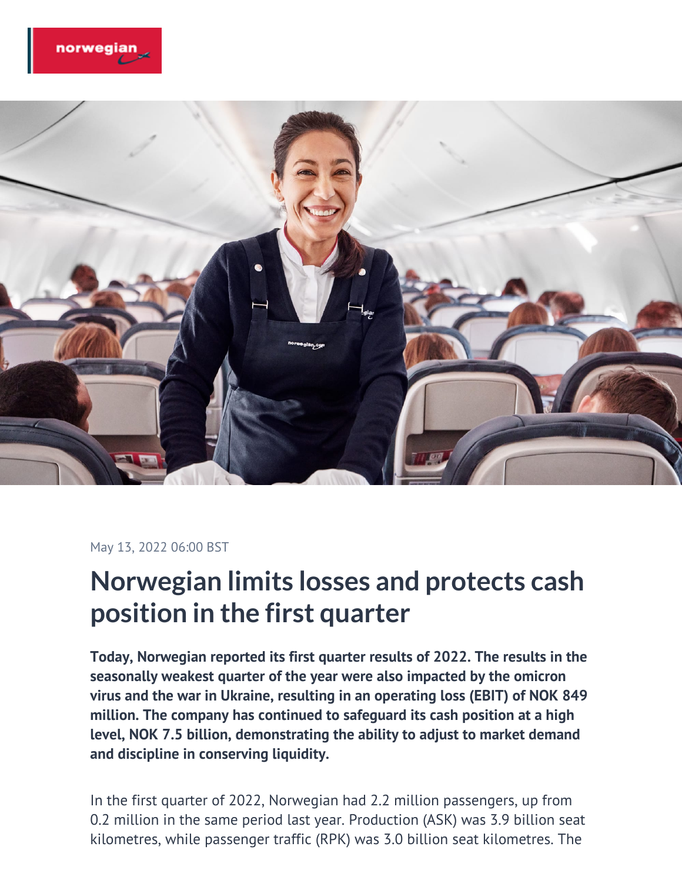May 13, 2022 06:00 BST

# Norwegian limits losses and protects cash position in the first quarter

**Today, Norwegian reported its first quarter results of 2022. The results in the seasonally weakest quarter of the year were also impacted by the omicron virus and the war in Ukraine, resulting in an operating loss (EBIT) of NOK 849 million. The company has continued to safeguard its cash position at a high level, NOK 7.5 billion, demonstrating the ability to adjust to market demand and discipline in conserving liquidity.**

In the first quarter of 2022, Norwegian had 2.2 million passengers, up from 0.2 million in the same period last year. Production (ASK) was 3.9 billion seat kilometres, while passenger traffic (RPK) was 3.0 billion seat kilometres. The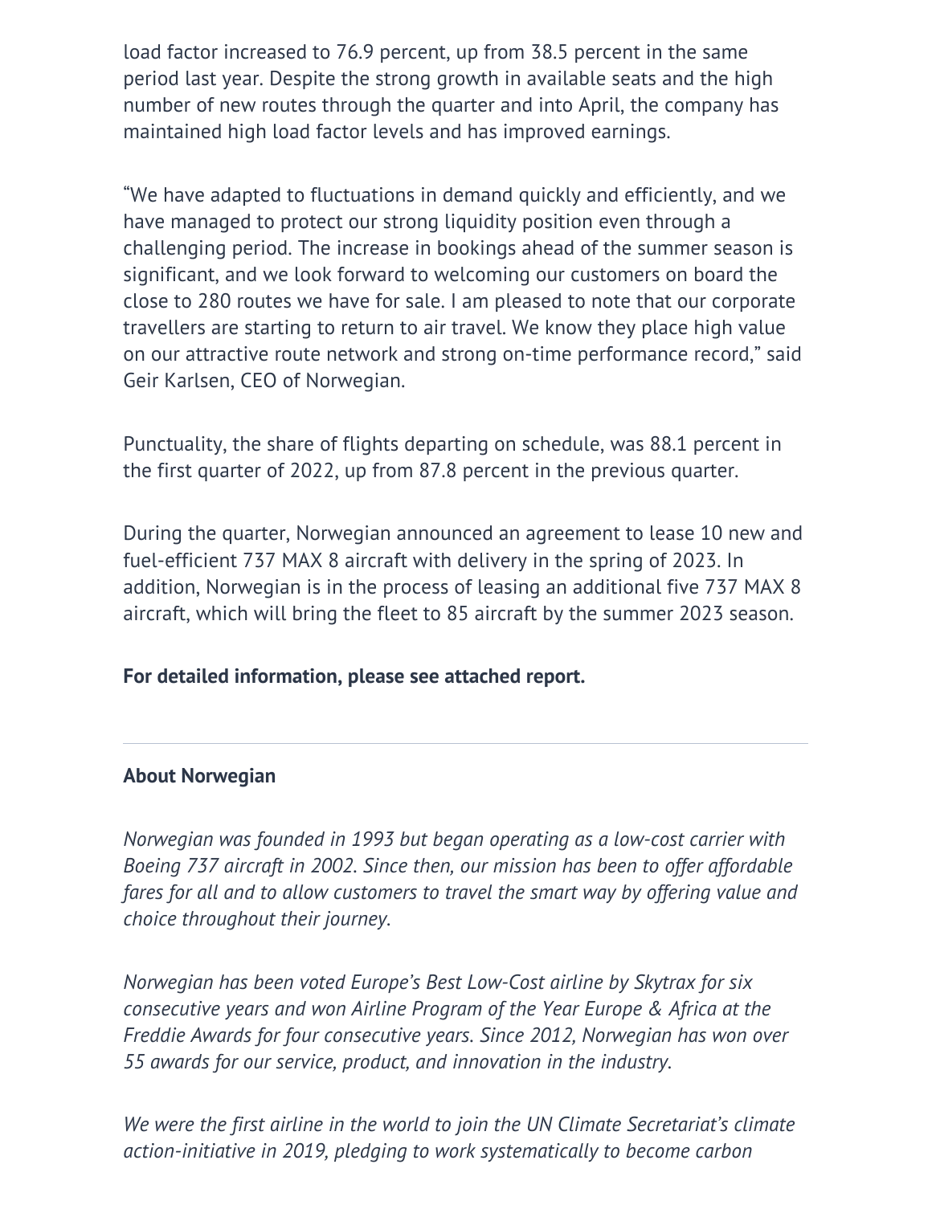load factor increased to 76.9 percent, up from 38.5 percent in the same period last year. Despite the strong growth in available seats and the high number of new routes through the quarter and into April, the company has maintained high load factor levels and has improved earnings.

“We have adapted to fluctuations in demand quickly and efficiently, and we have managed to protect our strong liquidity position even through a challenging period. The increase in bookings ahead of the summer season is significant, and we look forward to welcoming our customers on board the close to 280 routes we have for sale. I am pleased to note that our corporate travellers are starting to return to air travel. We know they place high value on our attractive route network and strong on-time performance record,” said Geir Karlsen, CEO of Norwegian.

Punctuality, the share of flights departing on schedule, was 88.1 percent in the first quarter of 2022, up from 87.8 percent in the previous quarter.

During the quarter, Norwegian announced an agreement to lease 10 new and fuel-efficient 737 MAX 8 aircraft with delivery in the spring of 2023. In addition, Norwegian is in the process of leasing an additional five 737 MAX 8 aircraft, which will bring the fleet to 85 aircraft by the summer 2023 season.

**For detailed information, please see attached report.**

---

**About Norwegian**

*Norwegian was founded in 1993 but began operating as a low-cost carrier with Boeing 737 aircraft in 2002. Since then, our mission has been to offer affordable fares for all and to allow customers to travel the smart way by offering value and choice throughout their journey.*

*Norwegian has been voted Europe’s Best Low-Cost airline by Skytrax for six consecutive years and won Airline Program of the Year Europe & Africa at the Freddie Awards for four consecutive years. Since 2012, Norwegian has won over 55 awards for our service, product, and innovation in the industry.*

*We were the first airline in the world to join the UN Climate Secretariat’s climate action-initiative in 2019, pledging to work systematically to become carbon*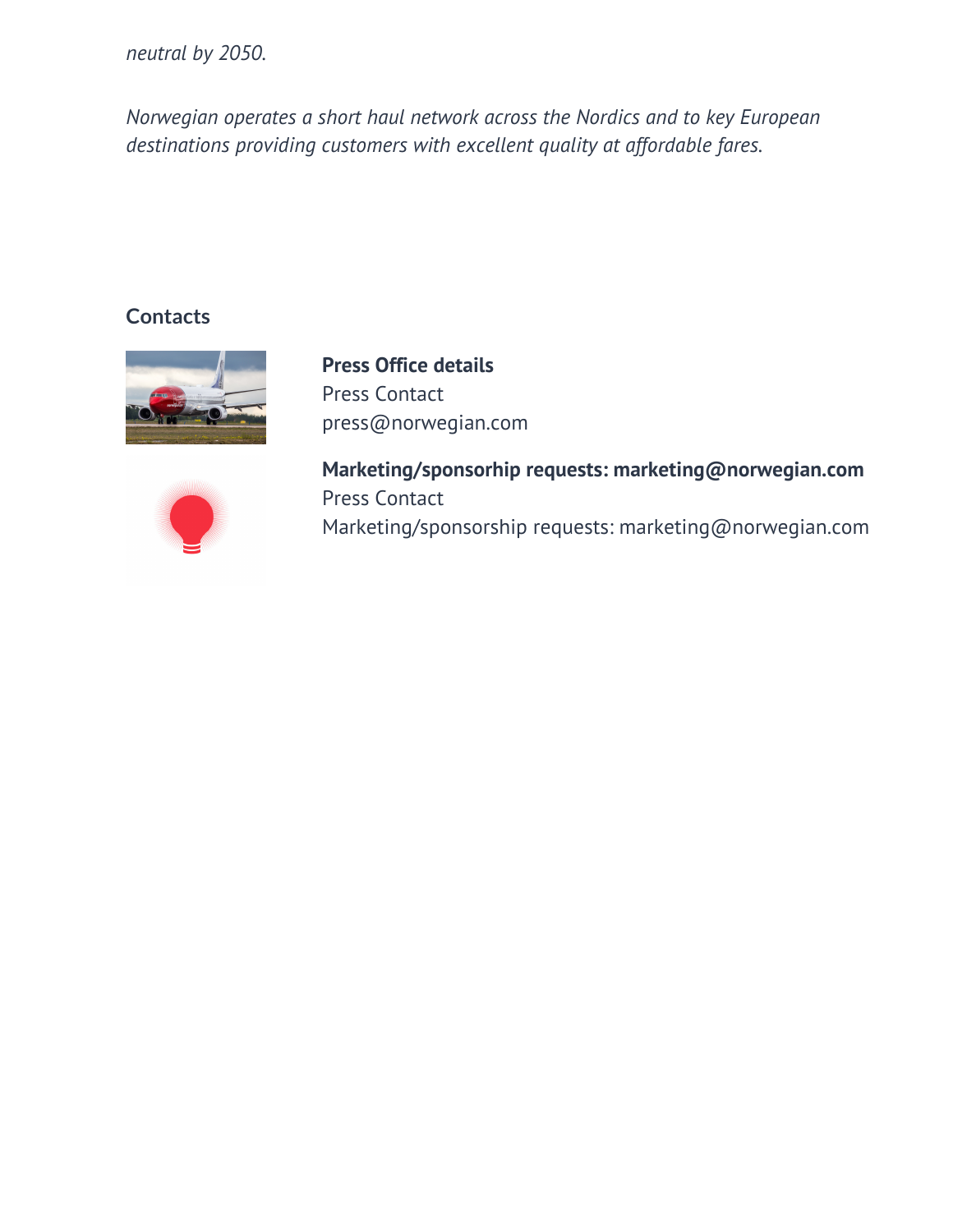*neutral by 2050.*

*Norwegian operates a short haul network across the Nordics and to key European destinations providing customers with excellent quality at affordable fares.*

## Contacts

**Press Office details**
Press Contact
press@norwegian.com

**Marketing/sponsorhip requests: marketing@norwegian.com**
Press Contact
Marketing/sponsorship requests: marketing@norwegian.com